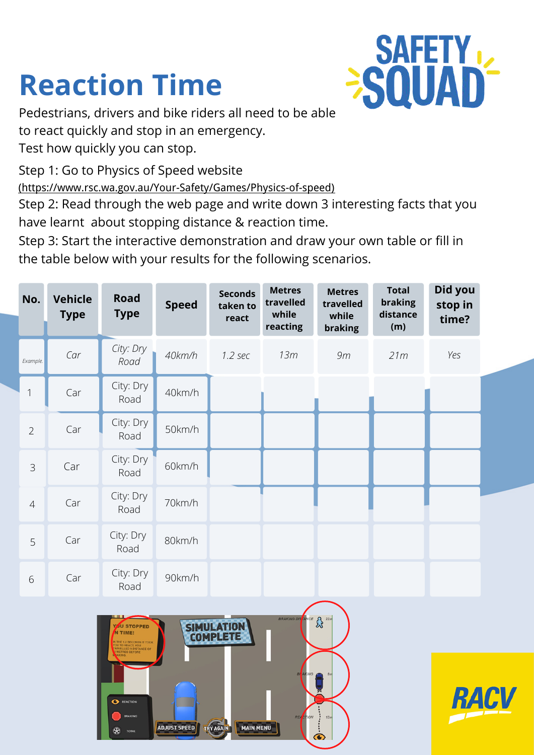# Reaction Time

Pedestrians, drivers and bike riders all need to be able to react quickly and stop in an emergency.
Test how quickly you can stop.

Step 1: Go to Physics of Speed website
(https://www.rsc.wa.gov.au/Your-Safety/Games/Physics-of-speed)
Step 2: Read through the web page and write down 3 interesting facts that you have learnt about stopping distance & reaction time.
Step 3: Start the interactive demonstration and draw your own table or fill in the table below with your results for the following scenarios.

| No. | Vehicle Type | Road Type | Speed | Seconds taken to react | Metres travelled while reacting | Metres travelled while braking | Total braking distance (m) | Did you stop in time? |
|---|---|---|---|---|---|---|---|---|
| *Example* | *Car* | *City: Dry Road* | *40km/h* | *1.2 sec* | *13m* | *9m* | *21m* | *Yes* |
| 1 | Car | City: Dry Road | 40km/h | | | | | |
| 2 | Car | City: Dry Road | 50km/h | | | | | |
| 3 | Car | City: Dry Road | 60km/h | | | | | |
| 4 | Car | City: Dry Road | 70km/h | | | | | |
| 5 | Car | City: Dry Road | 80km/h | | | | | |
| 6 | Car | City: Dry Road | 90km/h | | | | | |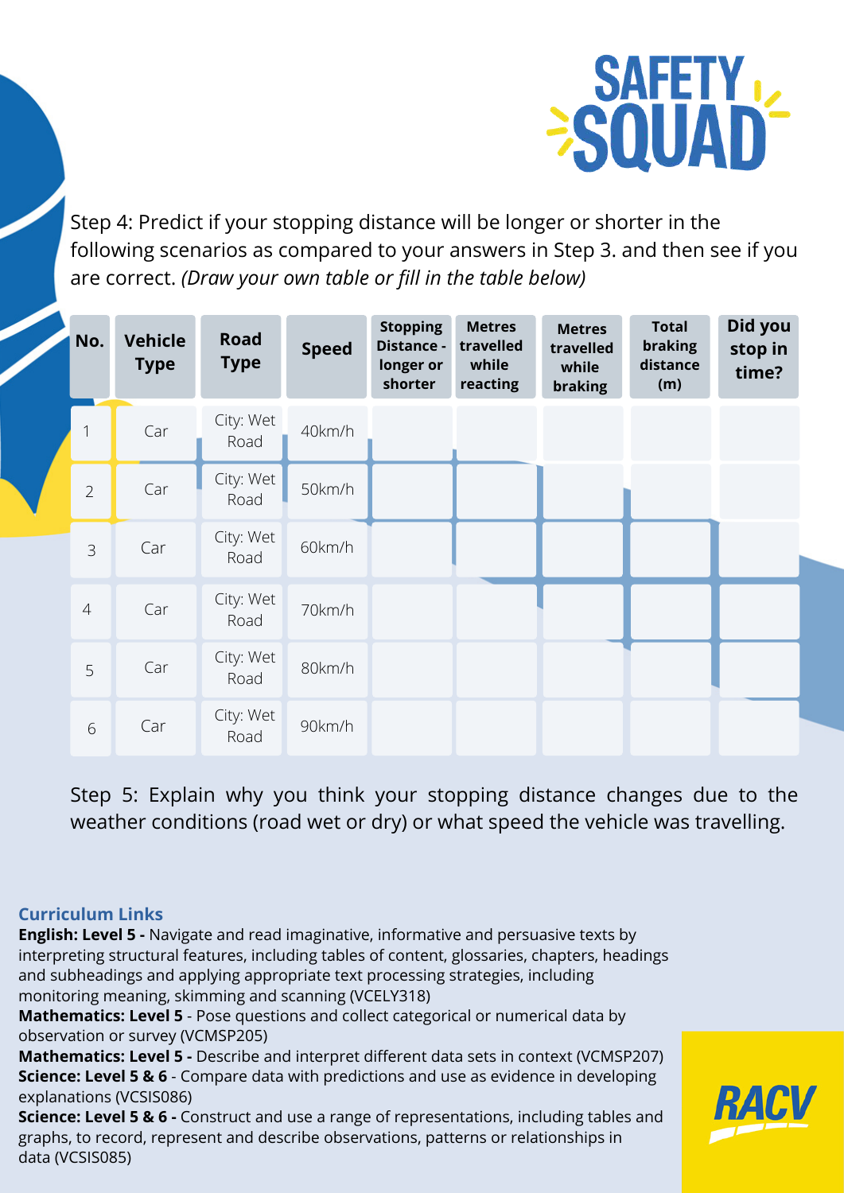Step 4: Predict if your stopping distance will be longer or shorter in the following scenarios as compared to your answers in Step 3. and then see if you are correct. *(Draw your own table or fill in the table below)*

| No. | Vehicle Type | Road Type | Speed | Stopping Distance - longer or shorter | Metres travelled while reacting | Metres travelled while braking | Total braking distance (m) | Did you stop in time? |
|---|---|---|---|---|---|---|---|---|
| 1 | Car | City: Wet Road | 40km/h | | | | | |
| 2 | Car | City: Wet Road | 50km/h | | | | | |
| 3 | Car | City: Wet Road | 60km/h | | | | | |
| 4 | Car | City: Wet Road | 70km/h | | | | | |
| 5 | Car | City: Wet Road | 80km/h | | | | | |
| 6 | Car | City: Wet Road | 90km/h | | | | | |

Step 5: Explain why you think your stopping distance changes due to the weather conditions (road wet or dry) or what speed the vehicle was travelling.

### Curriculum Links

**English: Level 5 -** Navigate and read imaginative, informative and persuasive texts by interpreting structural features, including tables of content, glossaries, chapters, headings and subheadings and applying appropriate text processing strategies, including monitoring meaning, skimming and scanning (VCELY318)

**Mathematics: Level 5** - Pose questions and collect categorical or numerical data by observation or survey (VCMSP205)

**Mathematics: Level 5 -** Describe and interpret different data sets in context (VCMSP207)

**Science: Level 5 & 6** - Compare data with predictions and use as evidence in developing explanations (VCSIS086)

**Science: Level 5 & 6 -** Construct and use a range of representations, including tables and graphs, to record, represent and describe observations, patterns or relationships in data (VCSIS085)